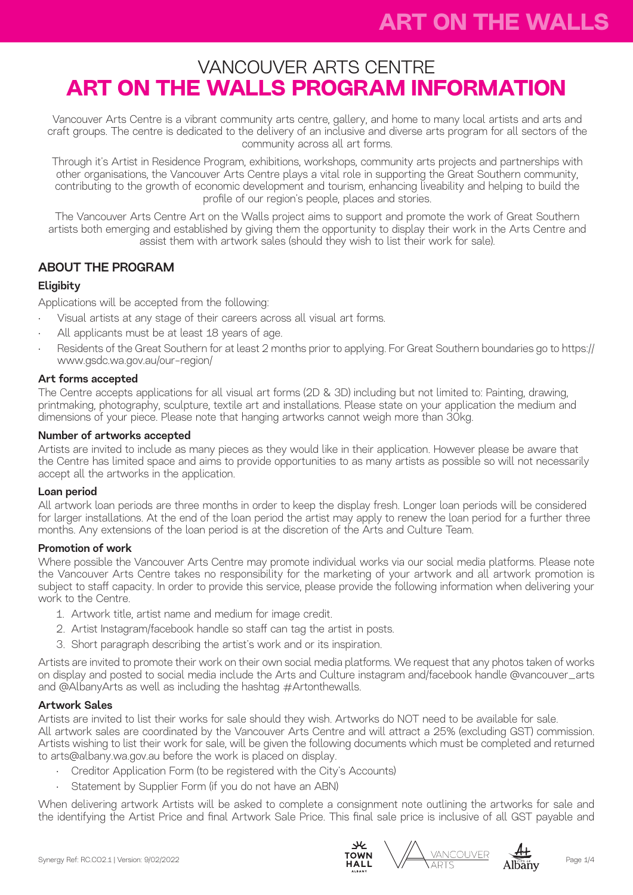// VANCOUVER ARTS CENTRE
# ART ON THE WALLS PROGRAM INFORMATION

Vancouver Arts Centre is a vibrant community arts centre, gallery, and home to many local artists and arts and craft groups. The centre is dedicated to the delivery of an inclusive and diverse arts program for all sectors of the community across all art forms.

Through it's Artist in Residence Program, exhibitions, workshops, community arts projects and partnerships with other organisations, the Vancouver Arts Centre plays a vital role in supporting the Great Southern community, contributing to the growth of economic development and tourism, enhancing liveability and helping to build the profile of our region's people, places and stories.

The Vancouver Arts Centre Art on the Walls project aims to support and promote the work of Great Southern artists both emerging and established by giving them the opportunity to display their work in the Arts Centre and assist them with artwork sales (should they wish to list their work for sale).

## ABOUT THE PROGRAM

### Eligibity

Applications will be accepted from the following:

- Visual artists at any stage of their careers across all visual art forms.
- All applicants must be at least 18 years of age.
- Residents of the Great Southern for at least 2 months prior to applying. For Great Southern boundaries go to https://www.gsdc.wa.gov.au/our-region/

### Art forms accepted

The Centre accepts applications for all visual art forms (2D & 3D) including but not limited to: Painting, drawing, printmaking, photography, sculpture, textile art and installations. Please state on your application the medium and dimensions of your piece. Please note that hanging artworks cannot weigh more than 30kg.

### Number of artworks accepted

Artists are invited to include as many pieces as they would like in their application. However please be aware that the Centre has limited space and aims to provide opportunities to as many artists as possible so will not necessarily accept all the artworks in the application.

### Loan period

All artwork loan periods are three months in order to keep the display fresh. Longer loan periods will be considered for larger installations. At the end of the loan period the artist may apply to renew the loan period for a further three months. Any extensions of the loan period is at the discretion of the Arts and Culture Team.

### Promotion of work

Where possible the Vancouver Arts Centre may promote individual works via our social media platforms. Please note the Vancouver Arts Centre takes no responsibility for the marketing of your artwork and all artwork promotion is subject to staff capacity. In order to provide this service, please provide the following information when delivering your work to the Centre.

1. Artwork title, artist name and medium for image credit.
2. Artist Instagram/facebook handle so staff can tag the artist in posts.
3. Short paragraph describing the artist's work and or its inspiration.

Artists are invited to promote their work on their own social media platforms. We request that any photos taken of works on display and posted to social media include the Arts and Culture instagram and/facebook handle @vancouver_arts and @AlbanyArts as well as including the hashtag #Artonthewalls.

### Artwork Sales

Artists are invited to list their works for sale should they wish. Artworks do NOT need to be available for sale.
All artwork sales are coordinated by the Vancouver Arts Centre and will attract a 25% (excluding GST) commission. Artists wishing to list their work for sale, will be given the following documents which must be completed and returned to arts@albany.wa.gov.au before the work is placed on display.

- Creditor Application Form (to be registered with the City's Accounts)
- Statement by Supplier Form (if you do not have an ABN)

When delivering artwork Artists will be asked to complete a consignment note outlining the artworks for sale and the identifying the Artist Price and final Artwork Sale Price. This final sale price is inclusive of all GST payable and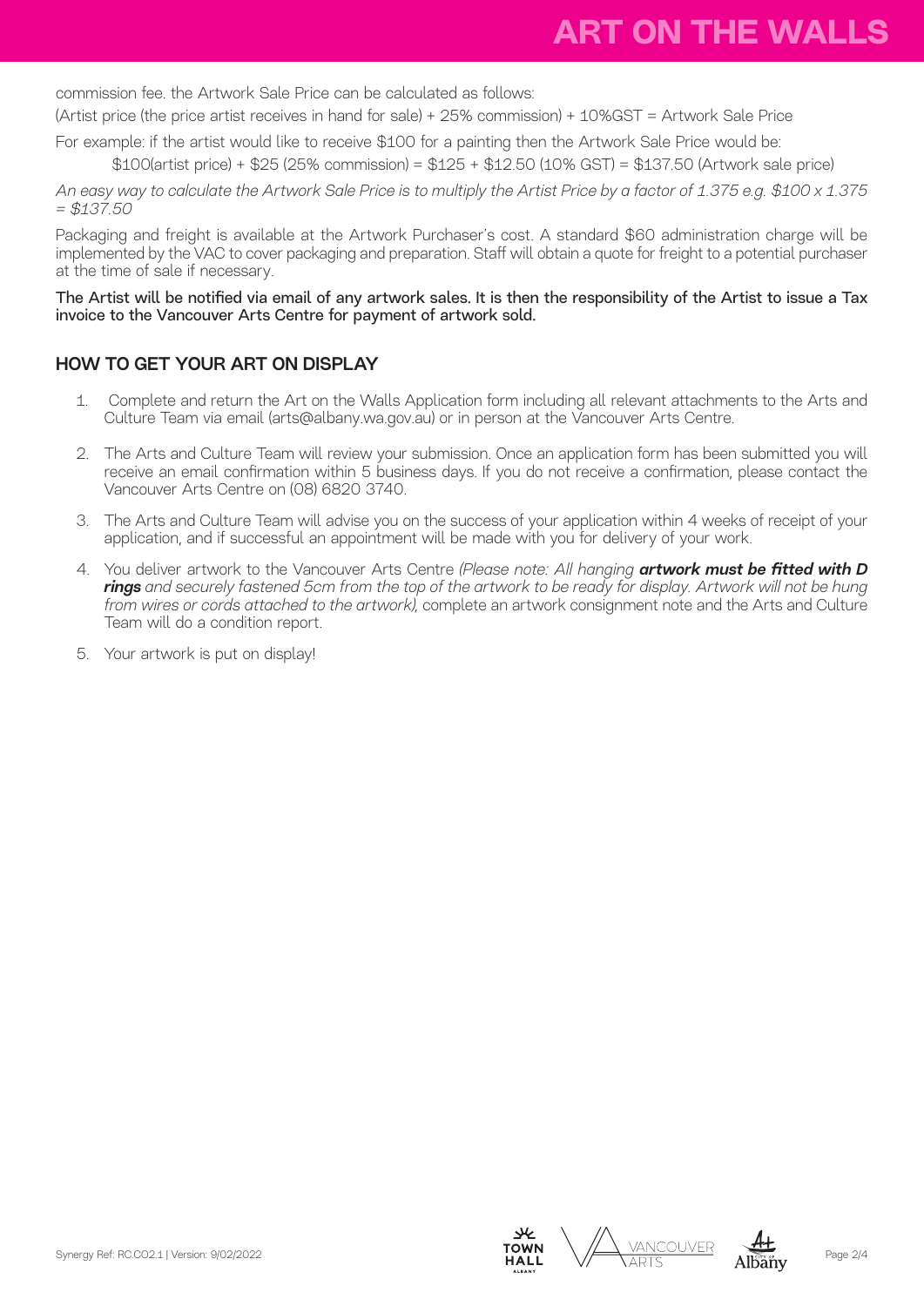commission fee. the Artwork Sale Price can be calculated as follows:

(Artist price (the price artist receives in hand for sale) + 25% commission) + 10%GST = Artwork Sale Price

For example: if the artist would like to receive $100 for a painting then the Artwork Sale Price would be:

$100(artist price) + $25 (25% commission) = $125 + $12.50 (10% GST) = $137.50 (Artwork sale price)

*An easy way to calculate the Artwork Sale Price is to multiply the Artist Price by a factor of 1.375 e.g. $100 x 1.375 = $137.50*

Packaging and freight is available at the Artwork Purchaser's cost. A standard $60 administration charge will be implemented by the VAC to cover packaging and preparation. Staff will obtain a quote for freight to a potential purchaser at the time of sale if necessary.

The Artist will be notified via email of any artwork sales. It is then the responsibility of the Artist to issue a Tax invoice to the Vancouver Arts Centre for payment of artwork sold.

## HOW TO GET YOUR ART ON DISPLAY

1. Complete and return the Art on the Walls Application form including all relevant attachments to the Arts and Culture Team via email (arts@albany.wa.gov.au) or in person at the Vancouver Arts Centre.
2. The Arts and Culture Team will review your submission. Once an application form has been submitted you will receive an email confirmation within 5 business days. If you do not receive a confirmation, please contact the Vancouver Arts Centre on (08) 6820 3740.
3. The Arts and Culture Team will advise you on the success of your application within 4 weeks of receipt of your application, and if successful an appointment will be made with you for delivery of your work.
4. You deliver artwork to the Vancouver Arts Centre *(Please note: All hanging **artwork must be fitted with D rings** and securely fastened 5cm from the top of the artwork to be ready for display. Artwork will not be hung from wires or cords attached to the artwork),* complete an artwork consignment note and the Arts and Culture Team will do a condition report.
5. Your artwork is put on display!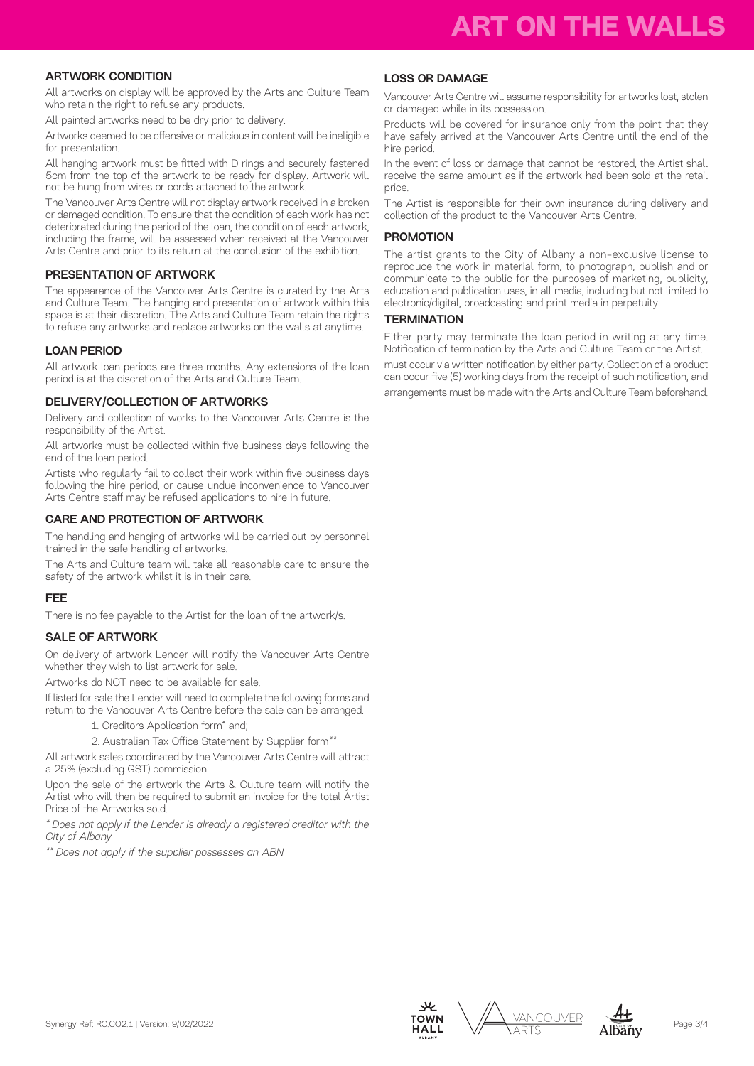## ARTWORK CONDITION

All artworks on display will be approved by the Arts and Culture Team who retain the right to refuse any products.

All painted artworks need to be dry prior to delivery.

Artworks deemed to be offensive or malicious in content will be ineligible for presentation.

All hanging artwork must be fitted with D rings and securely fastened 5cm from the top of the artwork to be ready for display. Artwork will not be hung from wires or cords attached to the artwork.

The Vancouver Arts Centre will not display artwork received in a broken or damaged condition. To ensure that the condition of each work has not deteriorated during the period of the loan, the condition of each artwork, including the frame, will be assessed when received at the Vancouver Arts Centre and prior to its return at the conclusion of the exhibition.

## PRESENTATION OF ARTWORK

The appearance of the Vancouver Arts Centre is curated by the Arts and Culture Team. The hanging and presentation of artwork within this space is at their discretion. The Arts and Culture Team retain the rights to refuse any artworks and replace artworks on the walls at anytime.

## LOAN PERIOD

All artwork loan periods are three months. Any extensions of the loan period is at the discretion of the Arts and Culture Team.

## DELIVERY/COLLECTION OF ARTWORKS

Delivery and collection of works to the Vancouver Arts Centre is the responsibility of the Artist.

All artworks must be collected within five business days following the end of the loan period.

Artists who regularly fail to collect their work within five business days following the hire period, or cause undue inconvenience to Vancouver Arts Centre staff may be refused applications to hire in future.

## CARE AND PROTECTION OF ARTWORK

The handling and hanging of artworks will be carried out by personnel trained in the safe handling of artworks.

The Arts and Culture team will take all reasonable care to ensure the safety of the artwork whilst it is in their care.

## FEE

There is no fee payable to the Artist for the loan of the artwork/s.

## SALE OF ARTWORK

On delivery of artwork Lender will notify the Vancouver Arts Centre whether they wish to list artwork for sale.

Artworks do NOT need to be available for sale.

If listed for sale the Lender will need to complete the following forms and return to the Vancouver Arts Centre before the sale can be arranged.

1. Creditors Application form* and;
2. Australian Tax Office Statement by Supplier form**

All artwork sales coordinated by the Vancouver Arts Centre will attract a 25% (excluding GST) commission.

Upon the sale of the artwork the Arts & Culture team will notify the Artist who will then be required to submit an invoice for the total Artist Price of the Artworks sold.

*\* Does not apply if the Lender is already a registered creditor with the City of Albany*

*\*\* Does not apply if the supplier possesses an ABN*

## LOSS OR DAMAGE

Vancouver Arts Centre will assume responsibility for artworks lost, stolen or damaged while in its possession.

Products will be covered for insurance only from the point that they have safely arrived at the Vancouver Arts Centre until the end of the hire period.

In the event of loss or damage that cannot be restored, the Artist shall receive the same amount as if the artwork had been sold at the retail price.

The Artist is responsible for their own insurance during delivery and collection of the product to the Vancouver Arts Centre.

## PROMOTION

The artist grants to the City of Albany a non-exclusive license to reproduce the work in material form, to photograph, publish and or communicate to the public for the purposes of marketing, publicity, education and publication uses, in all media, including but not limited to electronic/digital, broadcasting and print media in perpetuity.

## TERMINATION

Either party may terminate the loan period in writing at any time. Notification of termination by the Arts and Culture Team or the Artist.

must occur via written notification by either party. Collection of a product can occur five (5) working days from the receipt of such notification, and arrangements must be made with the Arts and Culture Team beforehand.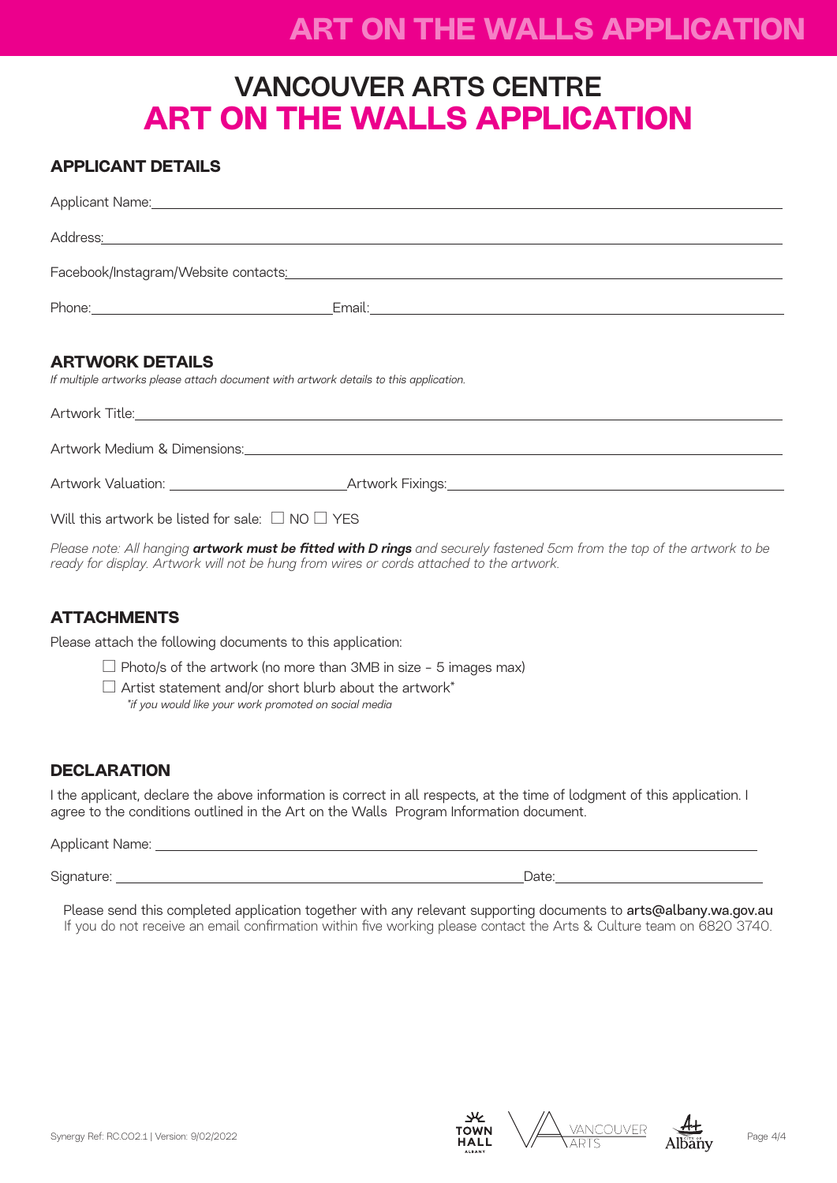# VANCOUVER ARTS CENTRE
# ART ON THE WALLS APPLICATION

## APPLICANT DETAILS

Applicant Name: ____________________

Address: ____________________

Facebook/Instagram/Website contacts: ____________________

Phone: ____________________ Email: ____________________

## ARTWORK DETAILS

*If multiple artworks please attach document with artwork details to this application.*

Artwork Title: ____________________

Artwork Medium & Dimensions: ____________________

Artwork Valuation: ____________________ Artwork Fixings: ____________________

Will this artwork be listed for sale: ☐ NO ☐ YES

*Please note: All hanging **artwork must be fitted with D rings** and securely fastened 5cm from the top of the artwork to be ready for display. Artwork will not be hung from wires or cords attached to the artwork.*

## ATTACHMENTS

Please attach the following documents to this application:

- ☐ Photo/s of the artwork (no more than 3MB in size - 5 images max)
- ☐ Artist statement and/or short blurb about the artwork*
  *\*if you would like your work promoted on social media*

## DECLARATION

I the applicant, declare the above information is correct in all respects, at the time of lodgment of this application. I agree to the conditions outlined in the Art on the Walls Program Information document.

Applicant Name: ____________________

Signature: ____________________ Date: ____________________

Please send this completed application together with any relevant supporting documents to arts@albany.wa.gov.au
If you do not receive an email confirmation within five working please contact the Arts & Culture team on 6820 3740.

Synergy Ref: RC.CO2.1 | Version: 9/02/2022